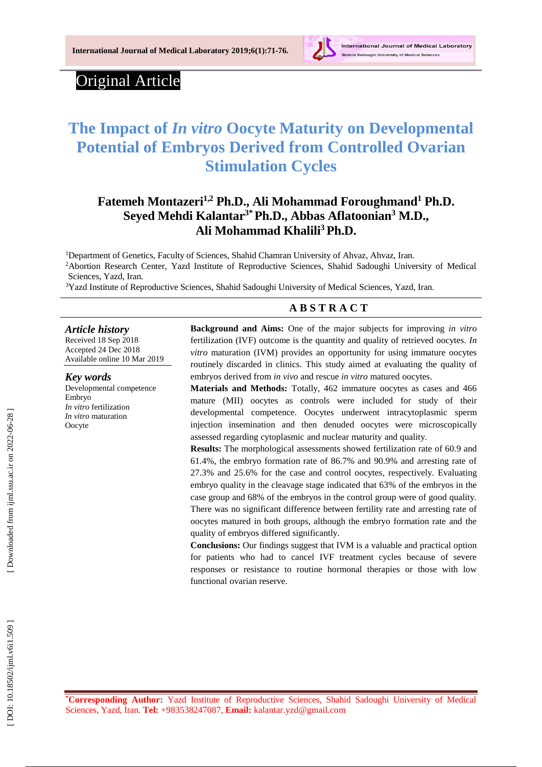Original Article

# The Impact of *In vitro* Oocyte Maturity on Developmental Potential of Embryos Derived from Controlled Ovarian Stimulation Cycles

**Fatemeh Montazeri[1,2] Ph.D., Ali Mohammad Foroughmand[1] Ph.D. Seyed Mehdi Kalantar[3*] Ph.D., Abbas Aflatoonian[3] M.D., Ali Mohammad Khalili[3] Ph.D.**

[1]Department of Genetics, Faculty of Sciences, Shahid Chamran University of Ahvaz, Ahvaz, Iran.
[2]Abortion Research Center, Yazd Institute of Reproductive Sciences, Shahid Sadoughi University of Medical Sciences, Yazd, Iran.
[3]Yazd Institute of Reproductive Sciences, Shahid Sadoughi University of Medical Sciences, Yazd, Iran.

***Article history***
Received 18 Sep 2018
Accepted 24 Dec 2018
Available online 10 Mar 2019

***Key words***
Developmental competence
Embryo
*In vitro* fertilization
*In vitro* maturation
Oocyte

## ABSTRACT

**Background and Aims:** One of the major subjects for improving *in vitro* fertilization (IVF) outcome is the quantity and quality of retrieved oocytes. *In vitro* maturation (IVM) provides an opportunity for using immature oocytes routinely discarded in clinics. This study aimed at evaluating the quality of embryos derived from *in vivo* and rescue *in vitro* matured oocytes.

**Materials and Methods:** Totally, 462 immature oocytes as cases and 466 mature (MII) oocytes as controls were included for study of their developmental competence. Oocytes underwent intracytoplasmic sperm injection insemination and then denuded oocytes were microscopically assessed regarding cytoplasmic and nuclear maturity and quality.

**Results:** The morphological assessments showed fertilization rate of 60.9 and 61.4%, the embryo formation rate of 86.7% and 90.9% and arresting rate of 27.3% and 25.6% for the case and control oocytes, respectively. Evaluating embryo quality in the cleavage stage indicated that 63% of the embryos in the case group and 68% of the embryos in the control group were of good quality. There was no significant difference between fertility rate and arresting rate of oocytes matured in both groups, although the embryo formation rate and the quality of embryos differed significantly.

**Conclusions:** Our findings suggest that IVM is a valuable and practical option for patients who had to cancel IVF treatment cycles because of severe responses or resistance to routine hormonal therapies or those with low functional ovarian reserve.

*__Corresponding Author:__ Yazd Institute of Reproductive Sciences, Shahid Sadoughi University of Medical Sciences, Yazd, Iran. **Tel:** +983538247087, **Email:** kalantar.yzd@gmail.com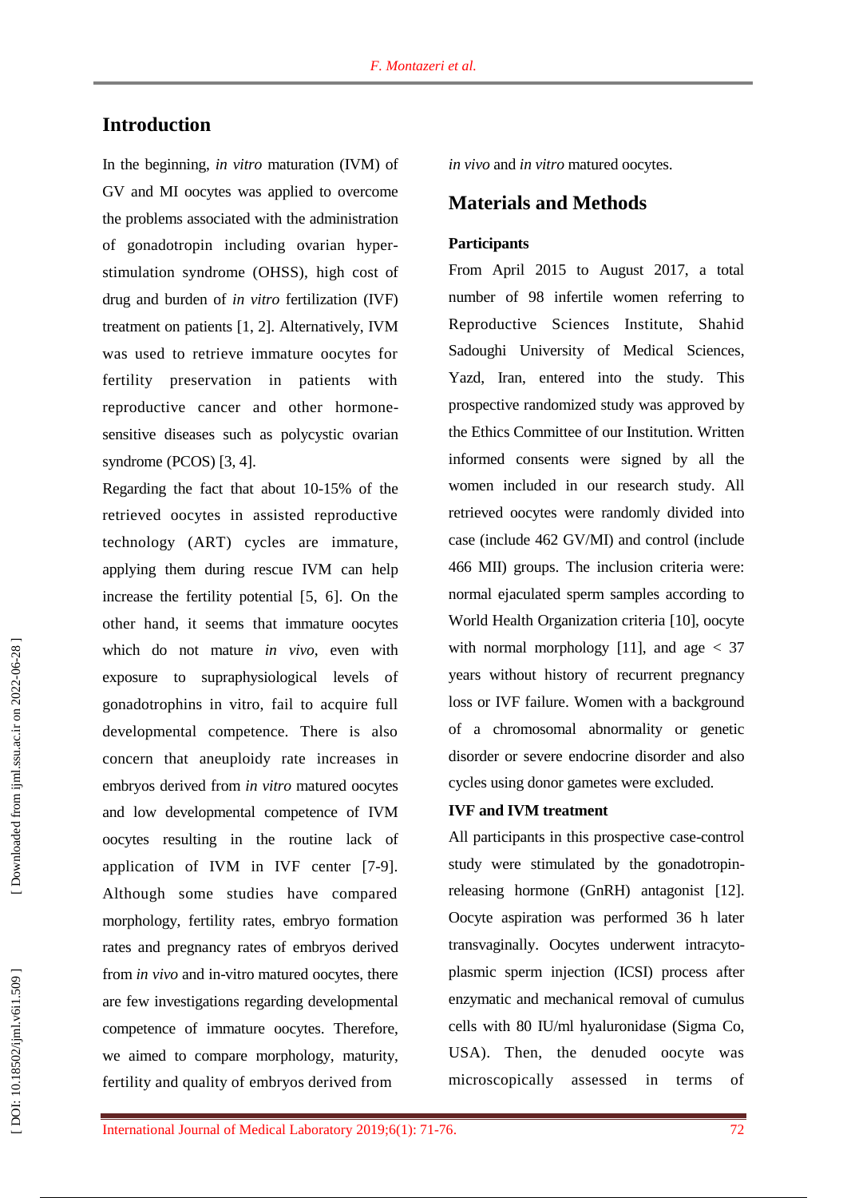## Introduction

In the beginning, *in vitro* maturation (IVM) of GV and MI oocytes was applied to overcome the problems associated with the administration of gonadotropin including ovarian hyper-stimulation syndrome (OHSS), high cost of drug and burden of *in vitro* fertilization (IVF) treatment on patients [1, 2]. Alternatively, IVM was used to retrieve immature oocytes for fertility preservation in patients with reproductive cancer and other hormone-sensitive diseases such as polycystic ovarian syndrome (PCOS) [3, 4].

Regarding the fact that about 10-15% of the retrieved oocytes in assisted reproductive technology (ART) cycles are immature, applying them during rescue IVM can help increase the fertility potential [5, 6]. On the other hand, it seems that immature oocytes which do not mature *in vivo*, even with exposure to supraphysiological levels of gonadotrophins in vitro, fail to acquire full developmental competence. There is also concern that aneuploidy rate increases in embryos derived from *in vitro* matured oocytes and low developmental competence of IVM oocytes resulting in the routine lack of application of IVM in IVF center [7-9]. Although some studies have compared morphology, fertility rates, embryo formation rates and pregnancy rates of embryos derived from *in vivo* and in-vitro matured oocytes, there are few investigations regarding developmental competence of immature oocytes. Therefore, we aimed to compare morphology, maturity, fertility and quality of embryos derived from *in vivo* and *in vitro* matured oocytes.

## Materials and Methods

### Participants

From April 2015 to August 2017, a total number of 98 infertile women referring to Reproductive Sciences Institute, Shahid Sadoughi University of Medical Sciences, Yazd, Iran, entered into the study. This prospective randomized study was approved by the Ethics Committee of our Institution. Written informed consents were signed by all the women included in our research study. All retrieved oocytes were randomly divided into case (include 462 GV/MI) and control (include 466 MII) groups. The inclusion criteria were: normal ejaculated sperm samples according to World Health Organization criteria [10], oocyte with normal morphology [11], and age < 37 years without history of recurrent pregnancy loss or IVF failure. Women with a background of a chromosomal abnormality or genetic disorder or severe endocrine disorder and also cycles using donor gametes were excluded.

### IVF and IVM treatment

All participants in this prospective case-control study were stimulated by the gonadotropin-releasing hormone (GnRH) antagonist [12]. Oocyte aspiration was performed 36 h later transvaginally. Oocytes underwent intracytoplasmic sperm injection (ICSI) process after enzymatic and mechanical removal of cumulus cells with 80 IU/ml hyaluronidase (Sigma Co, USA). Then, the denuded oocyte was microscopically assessed in terms of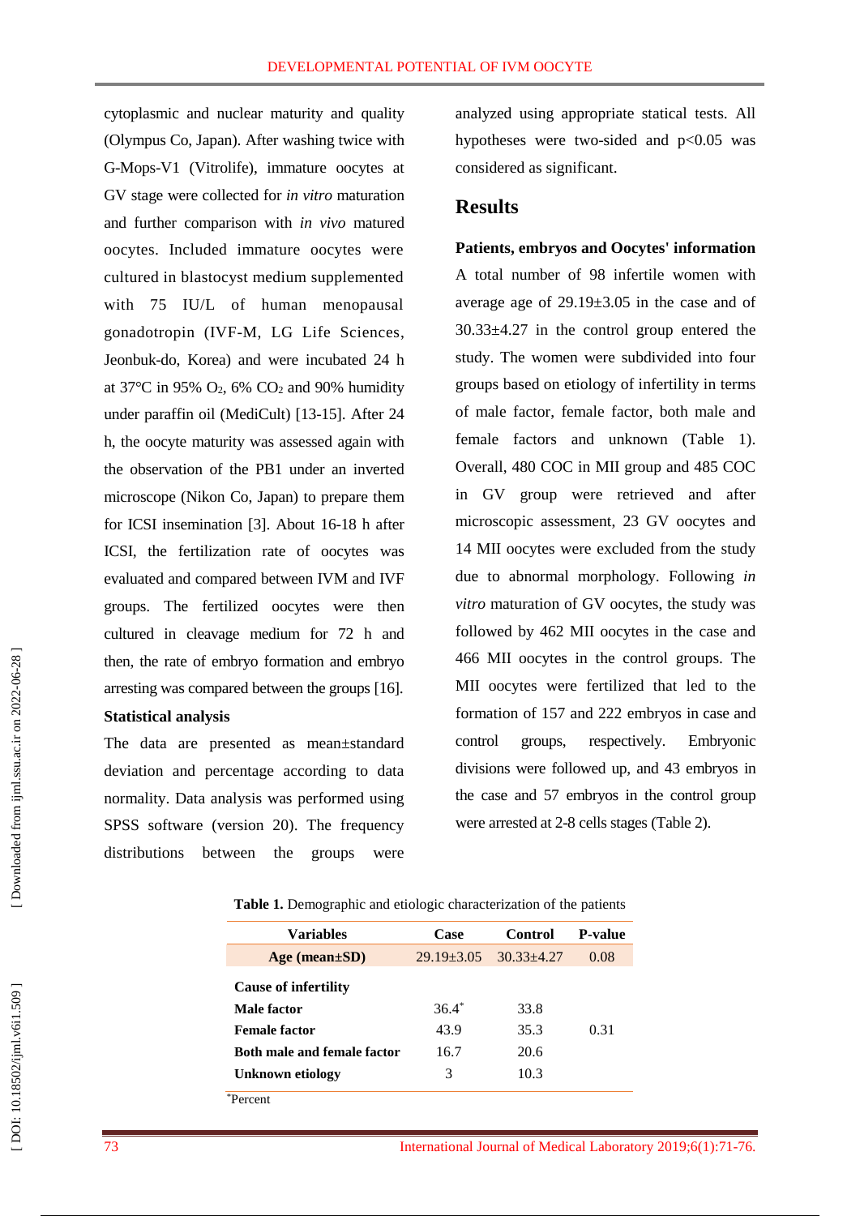cytoplasmic and nuclear maturity and quality (Olympus Co, Japan). After washing twice with G-Mops-V1 (Vitrolife), immature oocytes at GV stage were collected for *in vitro* maturation and further comparison with *in vivo* matured oocytes. Included immature oocytes were cultured in blastocyst medium supplemented with 75 IU/L of human menopausal gonadotropin (IVF-M, LG Life Sciences, Jeonbuk-do, Korea) and were incubated 24 h at 37°C in 95% $O_2$, 6% $CO_2$ and 90% humidity under paraffin oil (MediCult) [13-15]. After 24 h, the oocyte maturity was assessed again with the observation of the PB1 under an inverted microscope (Nikon Co, Japan) to prepare them for ICSI insemination [3]. About 16-18 h after ICSI, the fertilization rate of oocytes was evaluated and compared between IVM and IVF groups. The fertilized oocytes were then cultured in cleavage medium for 72 h and then, the rate of embryo formation and embryo arresting was compared between the groups [16].

**Statistical analysis**

The data are presented as mean±standard deviation and percentage according to data normality. Data analysis was performed using SPSS software (version 20). The frequency distributions between the groups were analyzed using appropriate statical tests. All hypotheses were two-sided and $p<0.05$ was considered as significant.

## Results

**Patients, embryos and Oocytes' information**

A total number of 98 infertile women with average age of 29.19±3.05 in the case and of 30.33±4.27 in the control group entered the study. The women were subdivided into four groups based on etiology of infertility in terms of male factor, female factor, both male and female factors and unknown (Table 1). Overall, 480 COC in MII group and 485 COC in GV group were retrieved and after microscopic assessment, 23 GV oocytes and 14 MII oocytes were excluded from the study due to abnormal morphology. Following *in vitro* maturation of GV oocytes, the study was followed by 462 MII oocytes in the case and 466 MII oocytes in the control groups. The MII oocytes were fertilized that led to the formation of 157 and 222 embryos in case and control groups, respectively. Embryonic divisions were followed up, and 43 embryos in the case and 57 embryos in the control group were arrested at 2-8 cells stages (Table 2).

**Table 1.** Demographic and etiologic characterization of the patients

| Variables | Case | Control | P-value |
|---|---|---|---|
| **Age (mean±SD)** | 29.19±3.05 | 30.33±4.27 | 0.08 |
| **Cause of infertility** | | | |
| **Male factor** | 36.4* | 33.8 | 0.31 |
| **Female factor** | 43.9 | 35.3 | |
| **Both male and female factor** | 16.7 | 20.6 | |
| **Unknown etiology** | 3 | 10.3 | |

*Percent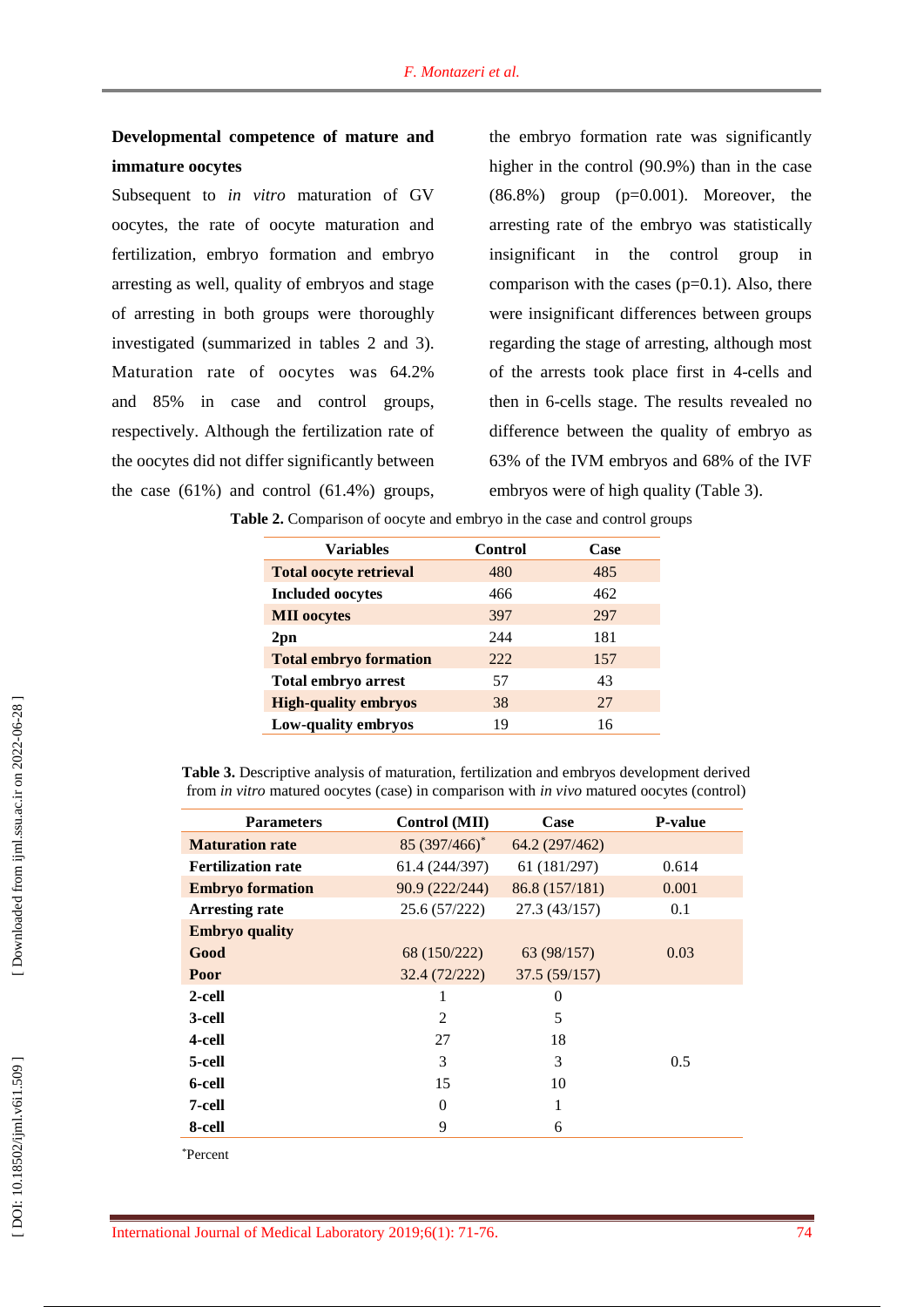### Developmental competence of mature and immature oocytes

Subsequent to *in vitro* maturation of GV oocytes, the rate of oocyte maturation and fertilization, embryo formation and embryo arresting as well, quality of embryos and stage of arresting in both groups were thoroughly investigated (summarized in tables 2 and 3). Maturation rate of oocytes was 64.2% and 85% in case and control groups, respectively. Although the fertilization rate of the oocytes did not differ significantly between the case (61%) and control (61.4%) groups, the embryo formation rate was significantly higher in the control (90.9%) than in the case (86.8%) group (p=0.001). Moreover, the arresting rate of the embryo was statistically insignificant in the control group in comparison with the cases (p=0.1). Also, there were insignificant differences between groups regarding the stage of arresting, although most of the arrests took place first in 4-cells and then in 6-cells stage. The results revealed no difference between the quality of embryo as 63% of the IVM embryos and 68% of the IVF embryos were of high quality (Table 3).

**Table 2.** Comparison of oocyte and embryo in the case and control groups

| Variables | Control | Case |
|---|---|---|
| **Total oocyte retrieval** | 480 | 485 |
| **Included oocytes** | 466 | 462 |
| **MII oocytes** | 397 | 297 |
| **2pn** | 244 | 181 |
| **Total embryo formation** | 222 | 157 |
| **Total embryo arrest** | 57 | 43 |
| **High-quality embryos** | 38 | 27 |
| **Low-quality embryos** | 19 | 16 |

**Table 3.** Descriptive analysis of maturation, fertilization and embryos development derived from *in vitro* matured oocytes (case) in comparison with *in vivo* matured oocytes (control)

| Parameters | Control (MII) | Case | P-value |
|---|---|---|---|
| **Maturation rate** | 85 (397/466)* | 64.2 (297/462) | |
| **Fertilization rate** | 61.4 (244/397) | 61 (181/297) | 0.614 |
| **Embryo formation** | 90.9 (222/244) | 86.8 (157/181) | 0.001 |
| **Arresting rate** | 25.6 (57/222) | 27.3 (43/157) | 0.1 |
| **Embryo quality** | | | |
| **Good** | 68 (150/222) | 63 (98/157) | 0.03 |
| **Poor** | 32.4 (72/222) | 37.5 (59/157) | |
| **2-cell** | 1 | 0 | |
| **3-cell** | 2 | 5 | |
| **4-cell** | 27 | 18 | |
| **5-cell** | 3 | 3 | 0.5 |
| **6-cell** | 15 | 10 | |
| **7-cell** | 0 | 1 | |
| **8-cell** | 9 | 6 | |

*Percent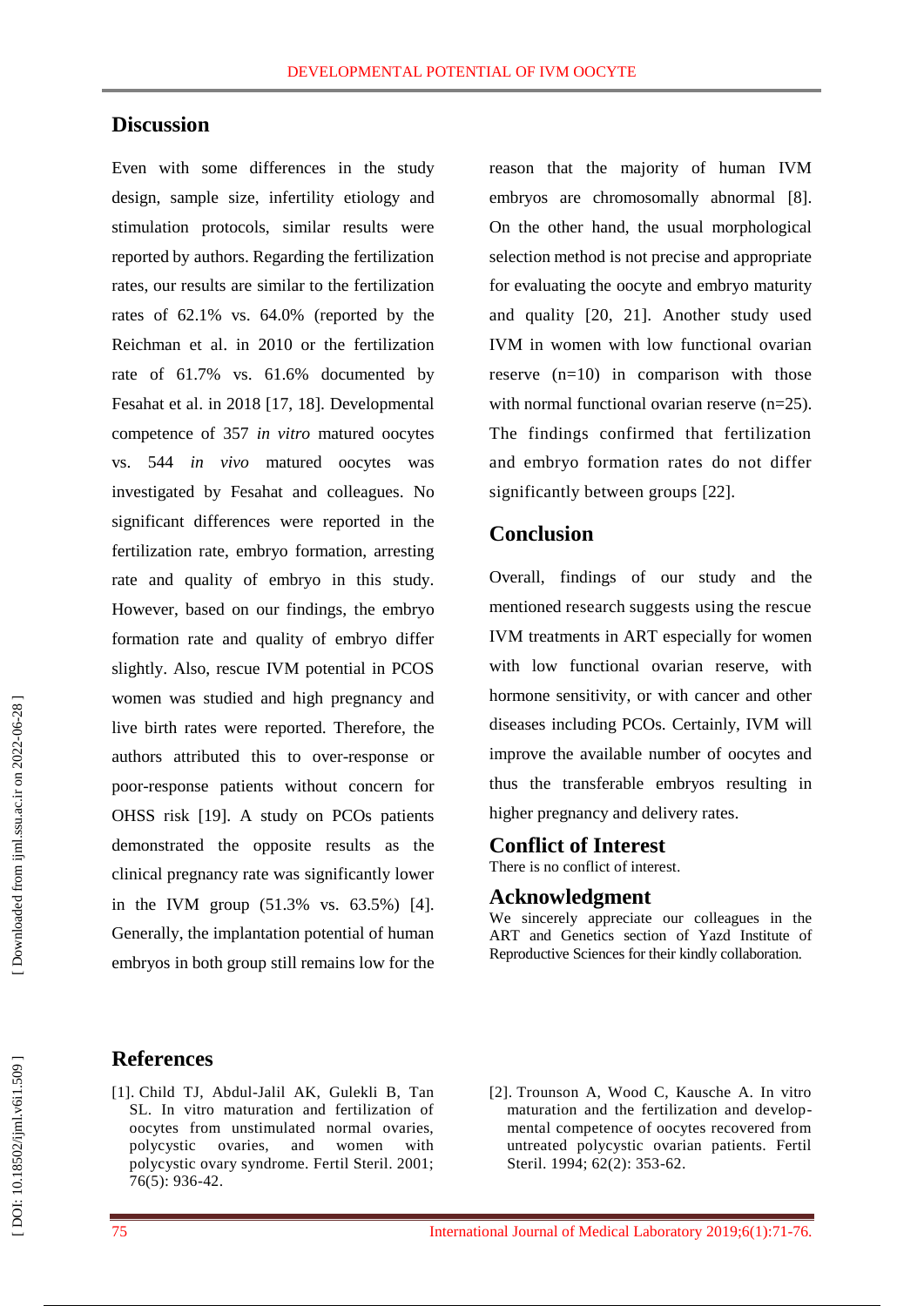## Discussion

Even with some differences in the study design, sample size, infertility etiology and stimulation protocols, similar results were reported by authors. Regarding the fertilization rates, our results are similar to the fertilization rates of 62.1% vs. 64.0% (reported by the Reichman et al. in 2010 or the fertilization rate of 61.7% vs. 61.6% documented by Fesahat et al. in 2018 [17, 18]. Developmental competence of 357 *in vitro* matured oocytes vs. 544 *in vivo* matured oocytes was investigated by Fesahat and colleagues. No significant differences were reported in the fertilization rate, embryo formation, arresting rate and quality of embryo in this study. However, based on our findings, the embryo formation rate and quality of embryo differ slightly. Also, rescue IVM potential in PCOS women was studied and high pregnancy and live birth rates were reported. Therefore, the authors attributed this to over-response or poor-response patients without concern for OHSS risk [19]. A study on PCOs patients demonstrated the opposite results as the clinical pregnancy rate was significantly lower in the IVM group (51.3% vs. 63.5%) [4]. Generally, the implantation potential of human embryos in both group still remains low for the reason that the majority of human IVM embryos are chromosomally abnormal [8]. On the other hand, the usual morphological selection method is not precise and appropriate for evaluating the oocyte and embryo maturity and quality [20, 21]. Another study used IVM in women with low functional ovarian reserve (n=10) in comparison with those with normal functional ovarian reserve (n=25). The findings confirmed that fertilization and embryo formation rates do not differ significantly between groups [22].

## Conclusion

Overall, findings of our study and the mentioned research suggests using the rescue IVM treatments in ART especially for women with low functional ovarian reserve, with hormone sensitivity, or with cancer and other diseases including PCOs. Certainly, IVM will improve the available number of oocytes and thus the transferable embryos resulting in higher pregnancy and delivery rates.

## Conflict of Interest

There is no conflict of interest.

## Acknowledgment

We sincerely appreciate our colleagues in the ART and Genetics section of Yazd Institute of Reproductive Sciences for their kindly collaboration.

## References

[1]. Child TJ, Abdul-Jalil AK, Gulekli B, Tan SL. In vitro maturation and fertilization of oocytes from unstimulated normal ovaries, polycystic ovaries, and women with polycystic ovary syndrome. Fertil Steril. 2001; 76(5): 936-42.

[2]. Trounson A, Wood C, Kausche A. In vitro maturation and the fertilization and developmental competence of oocytes recovered from untreated polycystic ovarian patients. Fertil Steril. 1994; 62(2): 353-62.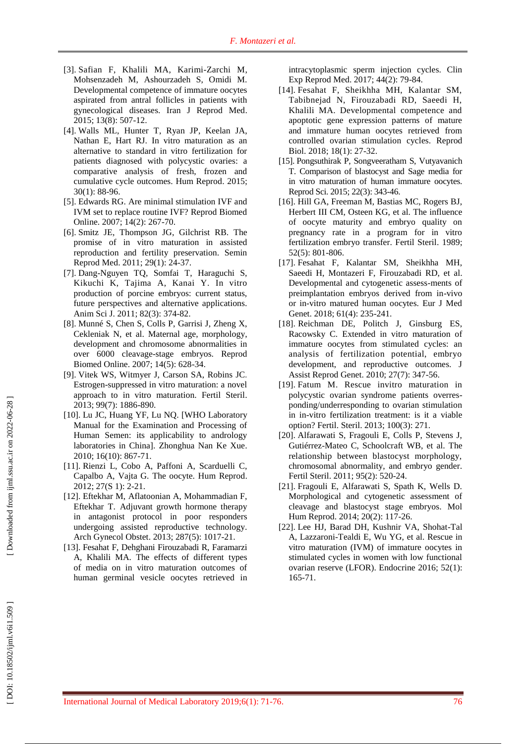[3]. Safian F, Khalili MA, Karimi-Zarchi M, Mohsenzadeh M, Ashourzadeh S, Omidi M. Developmental competence of immature oocytes aspirated from antral follicles in patients with gynecological diseases. Iran J Reprod Med. 2015; 13(8): 507-12.

[4]. Walls ML, Hunter T, Ryan JP, Keelan JA, Nathan E, Hart RJ. In vitro maturation as an alternative to standard in vitro fertilization for patients diagnosed with polycystic ovaries: a comparative analysis of fresh, frozen and cumulative cycle outcomes. Hum Reprod. 2015; 30(1): 88-96.

[5]. Edwards RG. Are minimal stimulation IVF and IVM set to replace routine IVF? Reprod Biomed Online. 2007; 14(2): 267-70.

[6]. Smitz JE, Thompson JG, Gilchrist RB. The promise of in vitro maturation in assisted reproduction and fertility preservation. Semin Reprod Med. 2011; 29(1): 24-37.

[7]. Dang-Nguyen TQ, Somfai T, Haraguchi S, Kikuchi K, Tajima A, Kanai Y. In vitro production of porcine embryos: current status, future perspectives and alternative applications. Anim Sci J. 2011; 82(3): 374-82.

[8]. Munné S, Chen S, Colls P, Garrisi J, Zheng X, Cekleniak N, et al. Maternal age, morphology, development and chromosome abnormalities in over 6000 cleavage-stage embryos. Reprod Biomed Online. 2007; 14(5): 628-34.

[9]. Vitek WS, Witmyer J, Carson SA, Robins JC. Estrogen-suppressed in vitro maturation: a novel approach to in vitro maturation. Fertil Steril. 2013; 99(7): 1886-890.

[10]. Lu JC, Huang YF, Lu NQ. [WHO Laboratory Manual for the Examination and Processing of Human Semen: its applicability to andrology laboratories in China]. Zhonghua Nan Ke Xue. 2010; 16(10): 867-71.

[11]. Rienzi L, Cobo A, Paffoni A, Scarduelli C, Capalbo A, Vajta G. The oocyte. Hum Reprod. 2012; 27(S 1): 2-21.

[12]. Eftekhar M, Aflatoonian A, Mohammadian F, Eftekhar T. Adjuvant growth hormone therapy in antagonist protocol in poor responders undergoing assisted reproductive technology. Arch Gynecol Obstet. 2013; 287(5): 1017-21.

[13]. Fesahat F, Dehghani Firouzabadi R, Faramarzi A, Khalili MA. The effects of different types of media on in vitro maturation outcomes of human germinal vesicle oocytes retrieved in intracytoplasmic sperm injection cycles. Clin Exp Reprod Med. 2017; 44(2): 79-84.

[14]. Fesahat F, Sheikhha MH, Kalantar SM, Tabibnejad N, Firouzabadi RD, Saeedi H, Khalili MA. Developmental competence and apoptotic gene expression patterns of mature and immature human oocytes retrieved from controlled ovarian stimulation cycles. Reprod Biol. 2018; 18(1): 27-32.

[15]. Pongsuthirak P, Songveeratham S, Vutyavanich T. Comparison of blastocyst and Sage media for in vitro maturation of human immature oocytes. Reprod Sci. 2015; 22(3): 343-46.

[16]. Hill GA, Freeman M, Bastias MC, Rogers BJ, Herbert III CM, Osteen KG, et al. The influence of oocyte maturity and embryo quality on pregnancy rate in a program for in vitro fertilization embryo transfer. Fertil Steril. 1989; 52(5): 801-806.

[17]. Fesahat F, Kalantar SM, Sheikhha MH, Saeedi H, Montazeri F, Firouzabadi RD, et al. Developmental and cytogenetic assess-ments of preimplantation embryos derived from in-vivo or in-vitro matured human oocytes. Eur J Med Genet. 2018; 61(4): 235-241.

[18]. Reichman DE, Politch J, Ginsburg ES, Racowsky C. Extended in vitro maturation of immature oocytes from stimulated cycles: an analysis of fertilization potential, embryo development, and reproductive outcomes. J Assist Reprod Genet. 2010; 27(7): 347-56.

[19]. Fatum M. Rescue invitro maturation in polycystic ovarian syndrome patients overres-ponding/underresponding to ovarian stimulation in in-vitro fertilization treatment: is it a viable option? Fertil. Steril. 2013; 100(3): 271.

[20]. Alfarawati S, Fragouli E, Colls P, Stevens J, Gutiérrez-Mateo C, Schoolcraft WB, et al. The relationship between blastocyst morphology, chromosomal abnormality, and embryo gender. Fertil Steril. 2011; 95(2): 520-24.

[21]. Fragouli E, Alfarawati S, Spath K, Wells D. Morphological and cytogenetic assessment of cleavage and blastocyst stage embryos. Mol Hum Reprod. 2014; 20(2): 117-26.

[22]. Lee HJ, Barad DH, Kushnir VA, Shohat-Tal A, Lazzaroni-Tealdi E, Wu YG, et al. Rescue in vitro maturation (IVM) of immature oocytes in stimulated cycles in women with low functional ovarian reserve (LFOR). Endocrine 2016; 52(1): 165-71.